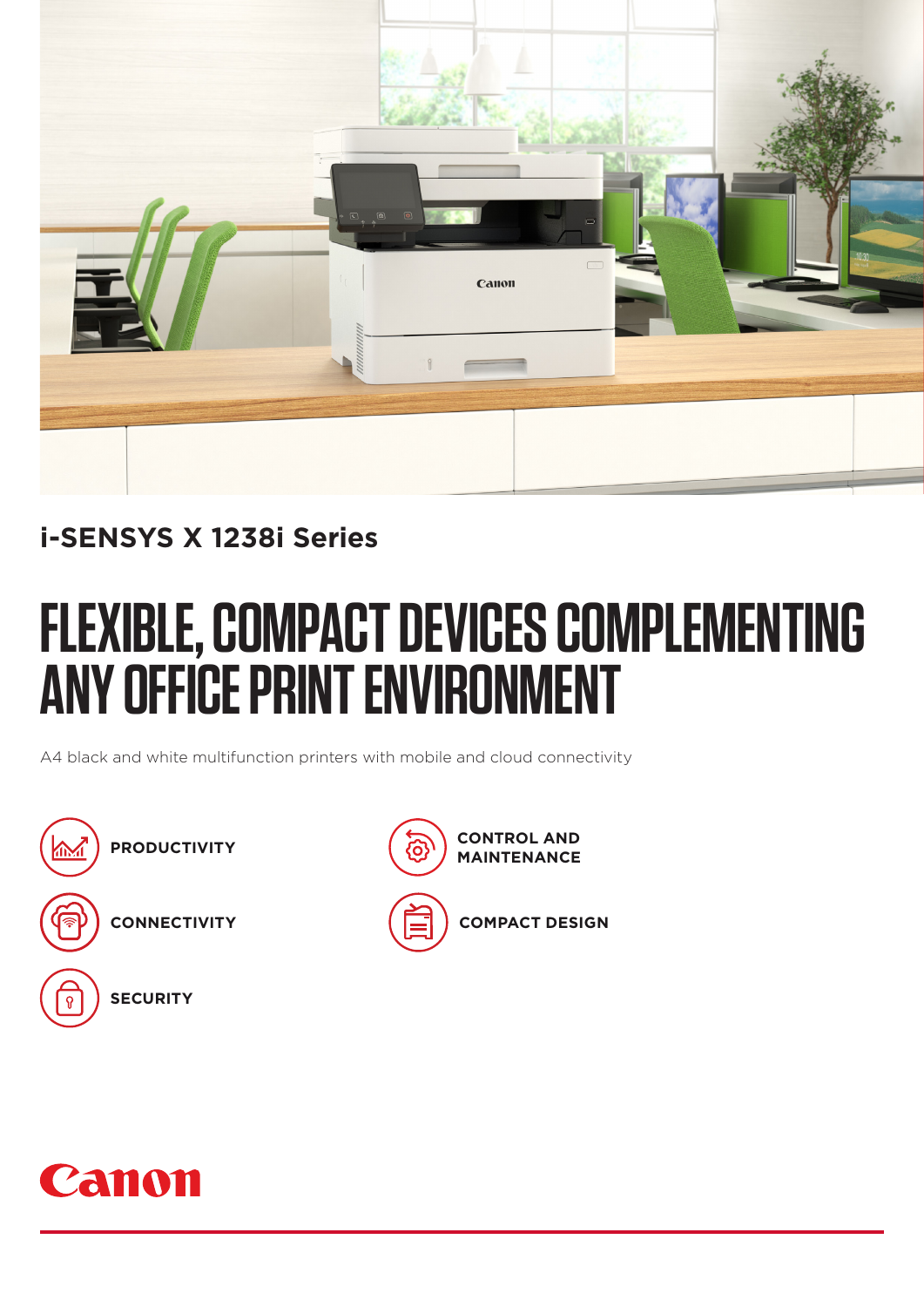## i-SENSYS X 1238i Series

# FLEXIBLE, COMPACT DEVICES COMPLEMENTING ANY OFFICE PRINT ENVIRONMENT

A4 black and white multifunction printers with mobile and cloud connectivity

- **PRODUCTIVITY**
- **CONNECTIVITY**
- **SECURITY**
- **CONTROL AND MAINTENANCE**
- **COMPACT DESIGN**

Canon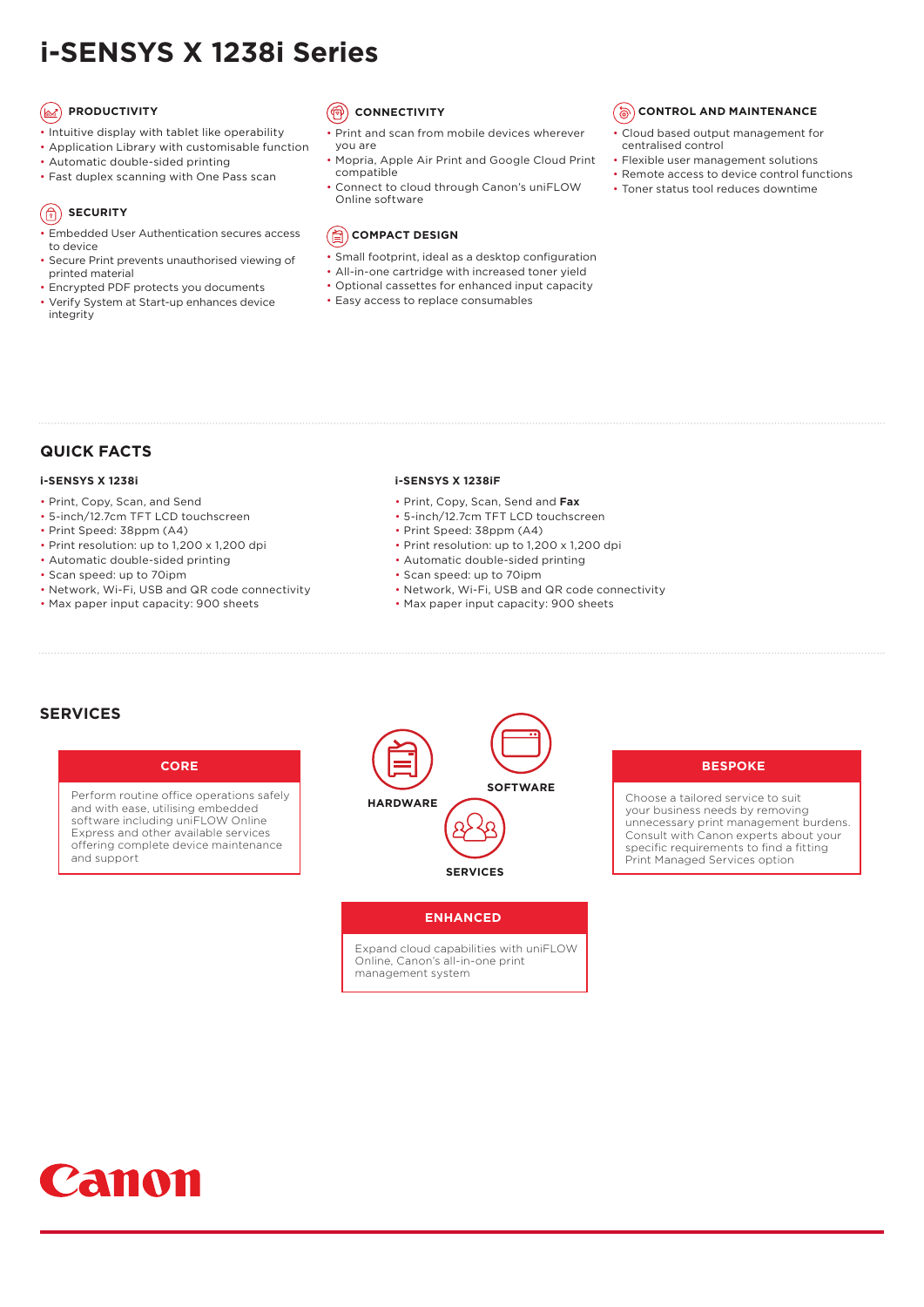# i-SENSYS X 1238i Series

### PRODUCTIVITY

- Intuitive display with tablet like operability
- Application Library with customisable function
- Automatic double-sided printing
- Fast duplex scanning with One Pass scan

### SECURITY

- Embedded User Authentication secures access to device
- Secure Print prevents unauthorised viewing of printed material
- Encrypted PDF protects you documents
- Verify System at Start-up enhances device integrity

### CONNECTIVITY

- Print and scan from mobile devices wherever you are
- Mopria, Apple Air Print and Google Cloud Print compatible
- Connect to cloud through Canon's uniFLOW Online software

### COMPACT DESIGN

- Small footprint, ideal as a desktop configuration
- All-in-one cartridge with increased toner yield
- Optional cassettes for enhanced input capacity
- Easy access to replace consumables

### CONTROL AND MAINTENANCE

- Cloud based output management for centralised control
- Flexible user management solutions
- Remote access to device control functions
- Toner status tool reduces downtime

## QUICK FACTS

### i-SENSYS X 1238i

- Print, Copy, Scan, and Send
- 5-inch/12.7cm TFT LCD touchscreen
- Print Speed: 38ppm (A4)
- Print resolution: up to 1,200 x 1,200 dpi
- Automatic double-sided printing
- Scan speed: up to 70ipm
- Network, Wi-Fi, USB and QR code connectivity
- Max paper input capacity: 900 sheets

### i-SENSYS X 1238iF

- Print, Copy, Scan, Send and **Fax**
- 5-inch/12.7cm TFT LCD touchscreen
- Print Speed: 38ppm (A4)
- Print resolution: up to 1,200 x 1,200 dpi
- Automatic double-sided printing
- Scan speed: up to 70ipm
- Network, Wi-Fi, USB and QR code connectivity
- Max paper input capacity: 900 sheets

## SERVICES

### CORE

Perform routine office operations safely and with ease, utilising embedded software including uniFLOW Online Express and other available services offering complete device maintenance and support

HARDWARE

SOFTWARE

SERVICES

### ENHANCED

Expand cloud capabilities with uniFLOW Online, Canon's all-in-one print management system

### BESPOKE

Choose a tailored service to suit your business needs by removing unnecessary print management burdens. Consult with Canon experts about your specific requirements to find a fitting Print Managed Services option

Canon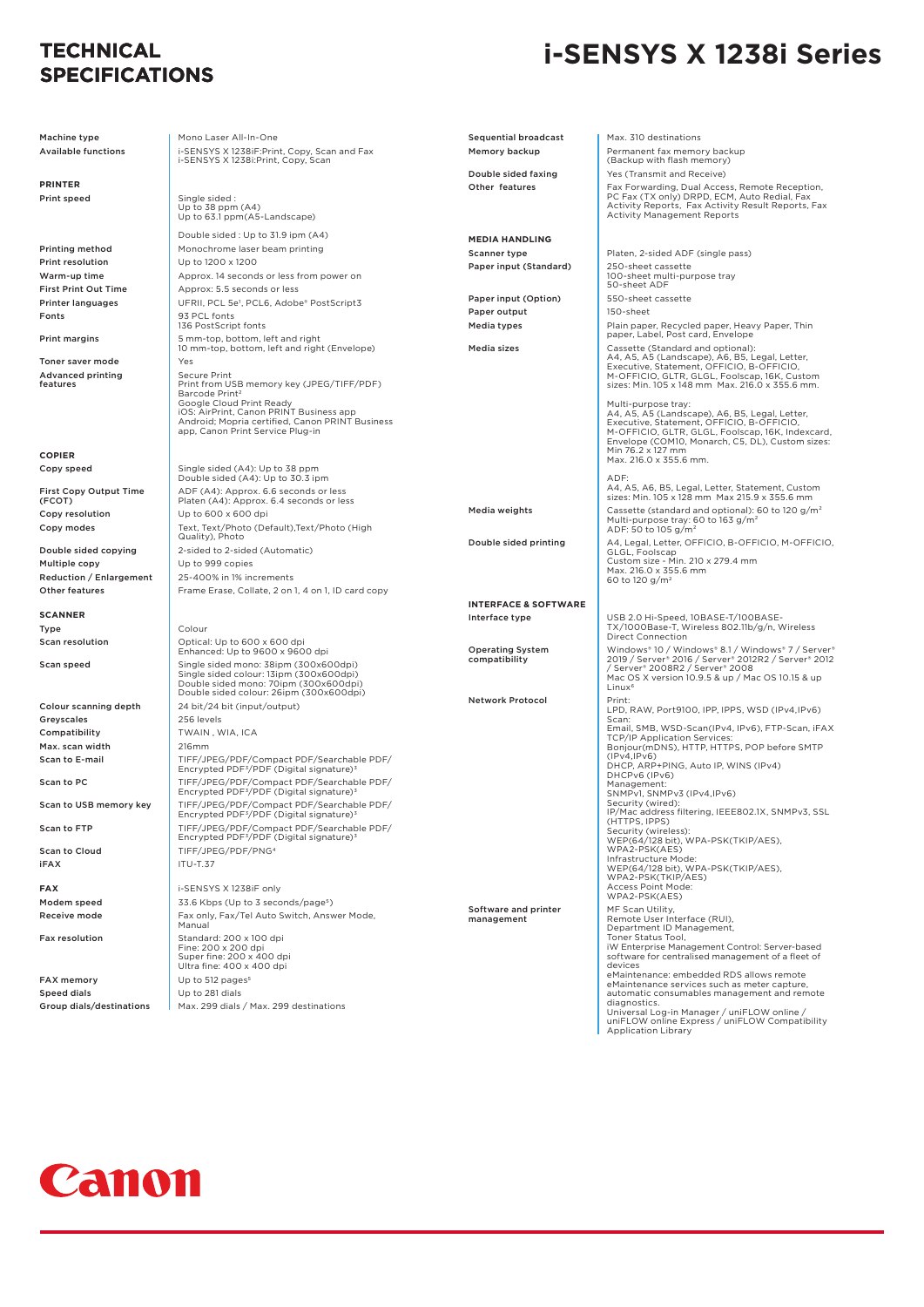# TECHNICAL SPECIFICATIONS

# i-SENSYS X 1238i Series

| | |
|---|---|
| Machine type | Mono Laser All-In-One |
| Available functions | i-SENSYS X 1238iF:Print, Copy, Scan and Fax<br>i-SENSYS X 1238i:Print, Copy, Scan |

## PRINTER

| | |
|---|---|
| Print speed | Single sided :<br>Up to 38 ppm (A4)<br>Up to 63.1 ppm(A5-Landscape)<br><br>Double sided : Up to 31.9 ipm (A4) |
| Printing method | Monochrome laser beam printing |
| Print resolution | Up to 1200 x 1200 |
| Warm-up time | Approx. 14 seconds or less from power on |
| First Print Out Time | Approx: 5.5 seconds or less |
| Printer languages | UFRII, PCL 5e[1], PCL6, Adobe® PostScript3 |
| Fonts | 93 PCL fonts<br>136 PostScript fonts |
| Print margins | 5 mm-top, bottom, left and right<br>10 mm-top, bottom, left and right (Envelope) |
| Toner saver mode | Yes |
| Advanced printing features | Secure Print<br>Print from USB memory key (JPEG/TIFF/PDF)<br>Barcode Print[2]<br>Google Cloud Print Ready<br>iOS: AirPrint, Canon PRINT Business app<br>Android; Mopria certified, Canon PRINT Business app, Canon Print Service Plug-in |

## COPIER

| | |
|---|---|
| Copy speed | Single sided (A4): Up to 38 ppm<br>Double sided (A4): Up to 30.3 ipm |
| First Copy Output Time (FCOT) | ADF (A4): Approx. 6.6 seconds or less<br>Platen (A4): Approx. 6.4 seconds or less |
| Copy resolution | Up to 600 x 600 dpi |
| Copy modes | Text, Text/Photo (Default),Text/Photo (High Quality), Photo |
| Double sided copying | 2-sided to 2-sided (Automatic) |
| Multiple copy | Up to 999 copies |
| Reduction / Enlargement | 25-400% in 1% increments |
| Other features | Frame Erase, Collate, 2 on 1, 4 on 1, ID card copy |

## SCANNER

| | |
|---|---|
| Type | Colour |
| Scan resolution | Optical: Up to 600 x 600 dpi<br>Enhanced: Up to 9600 x 9600 dpi |
| Scan speed | Single sided mono: 38ipm (300x600dpi)<br>Single sided colour: 13ipm (300x600dpi)<br>Double sided mono: 70ipm (300x600dpi)<br>Double sided colour: 26ipm (300x600dpi) |
| Colour scanning depth | 24 bit/24 bit (input/output) |
| Greyscales | 256 levels |
| Compatibility | TWAIN , WIA, ICA |
| Max. scan width | 216mm |
| Scan to E-mail | TIFF/JPEG/PDF/Compact PDF/Searchable PDF/ Encrypted PDF[3]/PDF (Digital signature)[3] |
| Scan to PC | TIFF/JPEG/PDF/Compact PDF/Searchable PDF/ Encrypted PDF[3]/PDF (Digital signature)[3] |
| Scan to USB memory key | TIFF/JPEG/PDF/Compact PDF/Searchable PDF/ Encrypted PDF[3]/PDF (Digital signature)[3] |
| Scan to FTP | TIFF/JPEG/PDF/Compact PDF/Searchable PDF/ Encrypted PDF[3]/PDF (Digital signature)[3] |
| Scan to Cloud | TIFF/JPEG/PDF/PNG[4] |
| iFAX | ITU-T.37 |

## FAX

| | |
|---|---|
| | i-SENSYS X 1238iF only |
| Modem speed | 33.6 Kbps (Up to 3 seconds/page[5]) |
| Receive mode | Fax only, Fax/Tel Auto Switch, Answer Mode, Manual |
| Fax resolution | Standard: 200 x 100 dpi<br>Fine: 200 x 200 dpi<br>Super fine: 200 x 400 dpi<br>Ultra fine: 400 x 400 dpi |
| FAX memory | Up to 512 pages[5] |
| Speed dials | Up to 281 dials |
| Group dials/destinations | Max. 299 dials / Max. 299 destinations |
| Sequential broadcast | Max. 310 destinations |
| Memory backup | Permanent fax memory backup (Backup with flash memory) |
| Double sided faxing | Yes (Transmit and Receive) |
| Other features | Fax Forwarding, Dual Access, Remote Reception, PC Fax (TX only) DRPD, ECM, Auto Redial, Fax Activity Reports, Fax Activity Result Reports, Fax Activity Management Reports |

## MEDIA HANDLING

| | |
|---|---|
| Scanner type | Platen, 2-sided ADF (single pass) |
| Paper input (Standard) | 250-sheet cassette<br>100-sheet multi-purpose tray<br>50-sheet ADF |
| Paper input (Option) | 550-sheet cassette |
| Paper output | 150-sheet |
| Media types | Plain paper, Recycled paper, Heavy Paper, Thin paper, Label, Post card, Envelope |
| Media sizes | Cassette (Standard and optional):<br>A4, A5, A5 (Landscape), A6, B5, Legal, Letter, Executive, Statement, OFFICIO, B-OFFICIO, M-OFFICIO, GLTR, GLGL, Foolscap, 16K, Custom sizes: Min. 105 x 148 mm Max. 216.0 x 355.6 mm.<br><br>Multi-purpose tray:<br>A4, A5, A5 (Landscape), A6, B5, Legal, Letter, Executive, Statement, OFFICIO, B-OFFICIO, M-OFFICIO, GLTR, GLGL, Foolscap, 16K, Indexcard, Envelope (COM10, Monarch, C5, DL), Custom sizes: Min 76.2 x 127 mm<br>Max. 216.0 x 355.6 mm.<br><br>ADF:<br>A4, A5, A6, B5, Legal, Letter, Statement, Custom sizes: Min. 105 x 128 mm Max 215.9 x 355.6 mm |
| Media weights | Cassette (standard and optional): 60 to 120 g/m²<br>Multi-purpose tray: 60 to 163 g/m²<br>ADF: 50 to 105 g/m² |
| Double sided printing | A4, Legal, Letter, OFFICIO, B-OFFICIO, M-OFFICIO, GLGL, Foolscap<br>Custom size - Min. 210 x 279.4 mm<br>Max. 216.0 x 355.6 mm<br>60 to 120 g/m² |

## INTERFACE & SOFTWARE

| | |
|---|---|
| Interface type | USB 2.0 Hi-Speed, 10BASE-T/100BASE-TX/1000Base-T, Wireless 802.11b/g/n, Wireless Direct Connection |
| Operating System compatibility | Windows® 10 / Windows® 8.1 / Windows® 7 / Server® 2019 / Server® 2016 / Server® 2012R2 / Server® 2012 / Server® 2008R2 / Server® 2008<br>Mac OS X version 10.9.5 & up / Mac OS 10.15 & up<br>Linux[6] |
| Network Protocol | Print:<br>LPD, RAW, Port9100, IPP, IPPS, WSD (IPv4,IPv6)<br>Scan:<br>Email, SMB, WSD-Scan(IPv4, IPv6), FTP-Scan, iFAX<br>TCP/IP Application Services:<br>Bonjour(mDNS), HTTP, HTTPS, POP before SMTP (IPv4,IPv6)<br>DHCP, ARP+PING, Auto IP, WINS (IPv4)<br>DHCPv6 (IPv6)<br>Management:<br>SNMPv1, SNMPv3 (IPv4,IPv6)<br>Security (wired):<br>IP/Mac address filtering, IEEE802.1X, SNMPv3, SSL (HTTPS, IPPS)<br>Security (wireless):<br>WEP(64/128 bit), WPA-PSK(TKIP/AES), WPA2-PSK(AES)<br>Infrastructure Mode:<br>WEP(64/128 bit), WPA-PSK(TKIP/AES), WPA2-PSK(TKIP/AES)<br>Access Point Mode:<br>WPA2-PSK(AES) |
| Software and printer management | MF Scan Utility,<br>Remote User Interface (RUI),<br>Department ID Management,<br>Toner Status Tool,<br>iW Enterprise Management Control: Server-based software for centralised management of a fleet of devices<br>eMaintenance: embedded RDS allows remote eMaintenance services such as meter capture, automatic consumables management and remote diagnostics.<br>Universal Log-in Manager / uniFLOW online / uniFLOW online Express / uniFLOW Compatibility Application Library |

Canon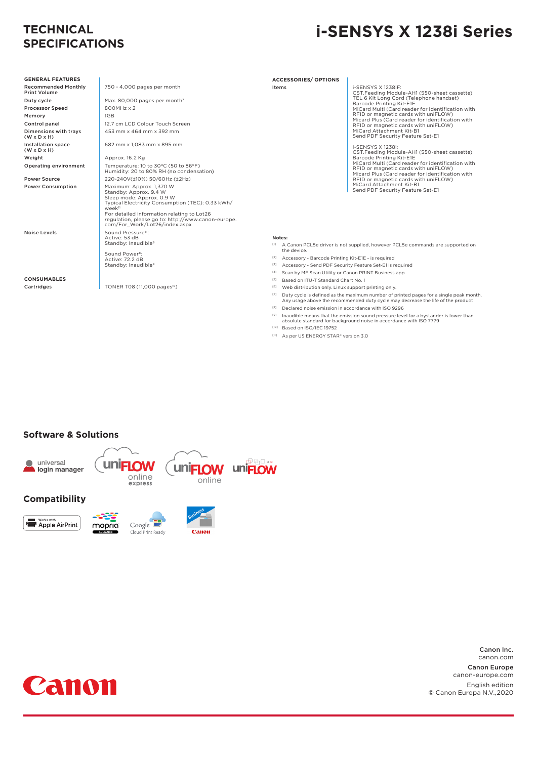# TECHNICAL SPECIFICATIONS

# i-SENSYS X 1238i Series

| | |
|---|---|
| **GENERAL FEATURES** | |
| Recommended Monthly Print Volume | 750 - 4,000 pages per month |
| Duty cycle | Max. 80,000 pages per month[7] |
| Processor Speed | 800MHz x 2 |
| Memory | 1GB |
| Control panel | 12.7 cm LCD Colour Touch Screen |
| Dimensions with trays (W x D x H) | 453 mm x 464 mm x 392 mm |
| Installation space (W x D x H) | 682 mm x 1,083 mm x 895 mm |
| Weight | Approx. 16.2 Kg |
| Operating environment | Temperature: 10 to 30°C (50 to 86°F)<br>Humidity: 20 to 80% RH (no condensation) |
| Power Source | 220-240V(±10%) 50/60Hz (±2Hz) |
| Power Consumption | Maximum: Approx. 1,370 W<br>Standby: Approx. 9.4 W<br>Sleep mode: Approx. 0.9 W<br>Typical Electricity Consumption (TEC): 0.33 kWh/week[11]<br>For detailed information relating to Lot26 regulation, please go to: http://www.canon-europe.com/For_Work/Lot26/index.aspx |
| Noise Levels | Sound Pressure[8] :<br>Active: 53 dB<br>Standby: Inaudible[9]<br><br>Sound Power[8]:<br>Active: 72.2 dB<br>Standby: Inaudible[9] |
| **CONSUMABLES** | |
| Cartridges | TONER T08 (11,000 pages[10]) |

| | |
|---|---|
| **ACCESSORIES/ OPTIONS** | |
| Items | i-SENSYS X 1238iF:<br>CST.Feeding Module-AH1 (550-sheet cassette)<br>TEL 6 Kit Long Cord (Telephone handset)<br>Barcode Printing Kit-E1E<br>MiCard Multi (Card reader for identification with RFID or magnetic cards with uniFLOW)<br>Micard Plus (Card reader for identification with RFID or magnetic cards with uniFLOW)<br>MiCard Attachment Kit-B1<br>Send PDF Security Feature Set-E1<br><br>i-SENSYS X 1238i:<br>CST.Feeding Module-AH1 (550-sheet cassette)<br>Barcode Printing Kit-E1E<br>MiCard Multi (Card reader for identification with RFID or magnetic cards with uniFLOW)<br>Micard Plus (Card reader for identification with RFID or magnetic cards with uniFLOW)<br>MiCard Attachment Kit-B1<br>Send PDF Security Feature Set-E1 |

**Notes:**

[1] A Canon PCL5e driver is not supplied, however PCL5e commands are supported on the device.

[2] Accessory - Barcode Printing Kit-E1E - is required

[3] Accessory - Send PDF Security Feature Set-E1 is required

[4] Scan by MF Scan Utility or Canon PRINT Business app

[5] Based on ITU-T Standard Chart No. 1

[6] Web distribution only. Linux support printing only.

[7] Duty cycle is defined as the maximum number of printed pages for a single peak month. Any usage above the recommended duty cycle may decrease the life of the product

[8] Declared noise emission in accordance with ISO 9296

[9] Inaudible means that the emission sound pressure level for a bystander is lower than absolute standard for background noise in accordance with ISO 7779

[10] Based on ISO/IEC 19752

[11] As per US ENERGY STAR® version 3.0

## Software & Solutions

universal login manager

uniFLOW online express

uniFLOW online

uniFLOW

## Compatibility

Works with Apple AirPrint

mopria ALLIANCE

Google Cloud Print Ready

Business Canon

Canon Inc.
canon.com

Canon Europe
canon-europe.com

English edition
© Canon Europa N.V.,2020